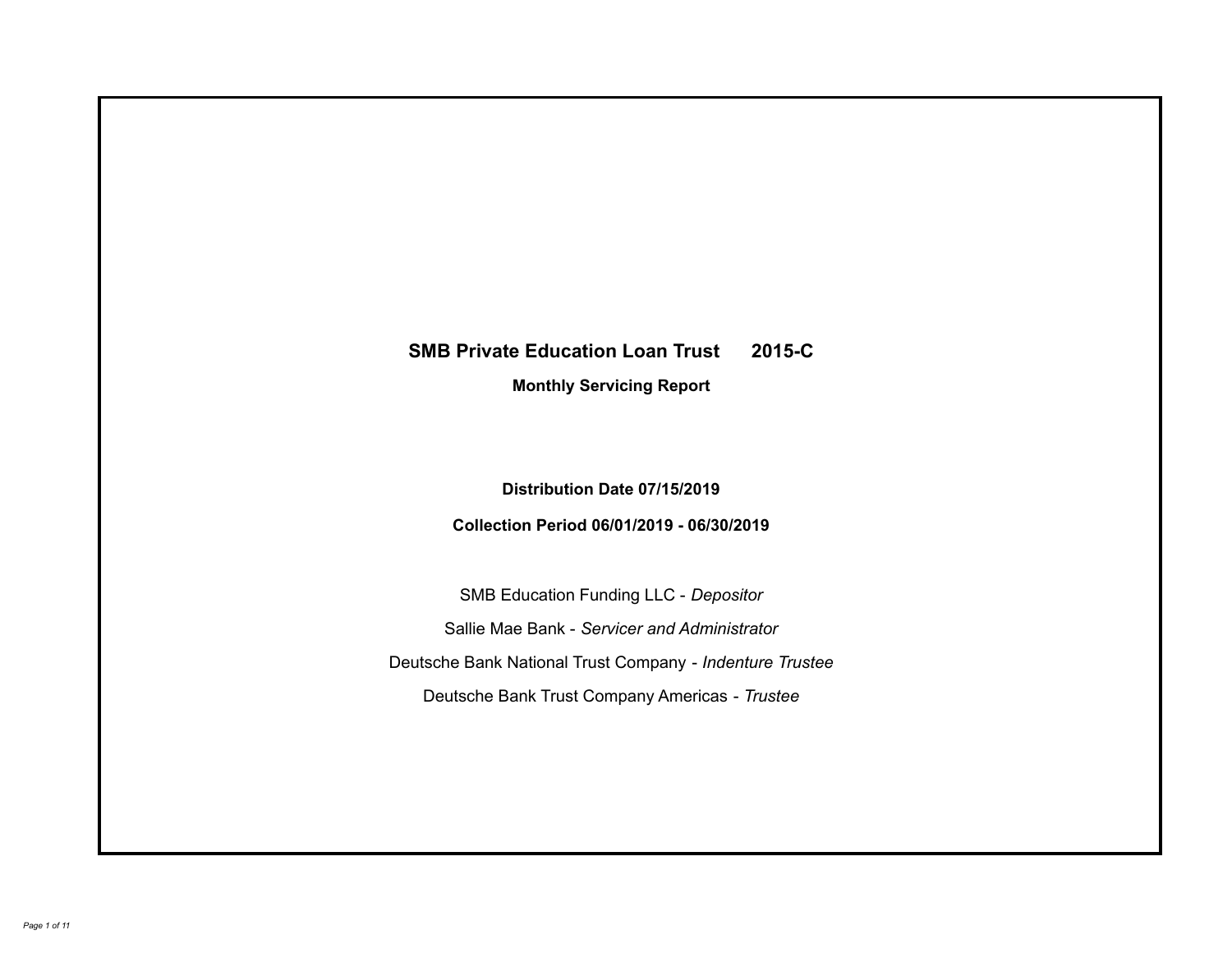# SMB Private Education Loan Trust 2015-C

## Monthly Servicing Report

**Distribution Date 07/15/2019**

**Collection Period 06/01/2019 - 06/30/2019**

SMB Education Funding LLC - *Depositor*

Sallie Mae Bank - *Servicer and Administrator*

Deutsche Bank National Trust Company - *Indenture Trustee*

Deutsche Bank Trust Company Americas - *Trustee*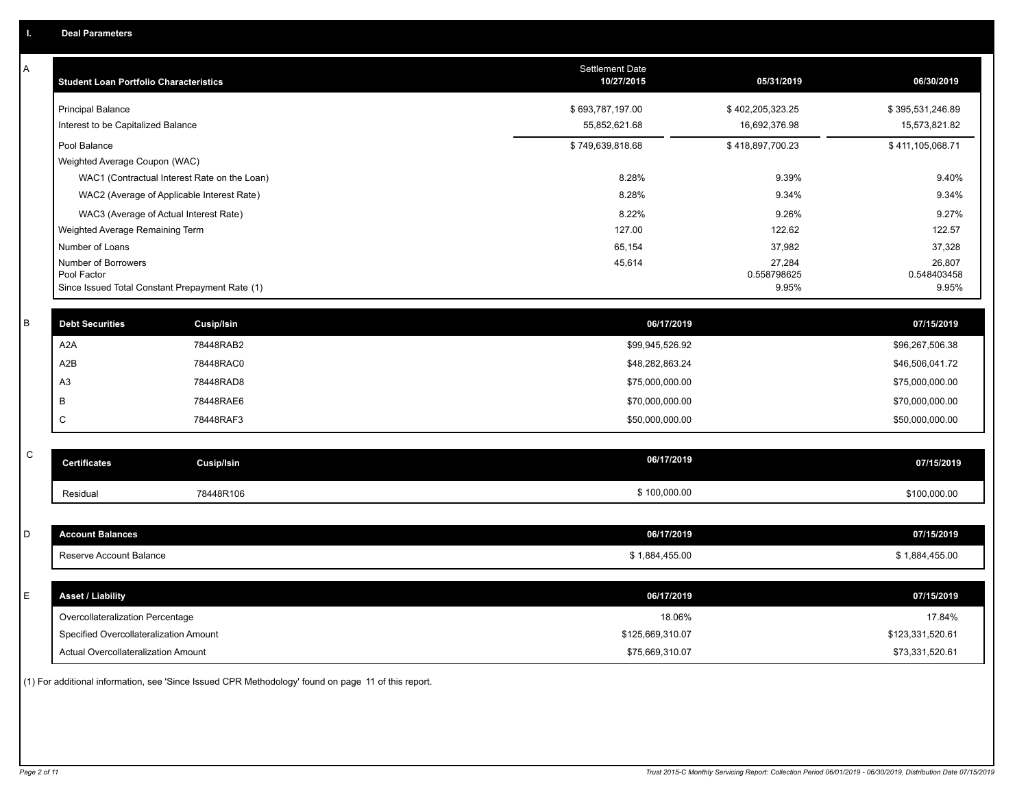## I. Deal Parameters

### A

| Student Loan Portfolio Characteristics | Settlement Date 10/27/2015 | 05/31/2019 | 06/30/2019 |
|---|---|---|---|
| Principal Balance | $ 693,787,197.00 | $ 402,205,323.25 | $ 395,531,246.89 |
| Interest to be Capitalized Balance | 55,852,621.68 | 16,692,376.98 | 15,573,821.82 |
| Pool Balance | $ 749,639,818.68 | $ 418,897,700.23 | $ 411,105,068.71 |
| Weighted Average Coupon (WAC) | | | |
| WAC1 (Contractual Interest Rate on the Loan) | 8.28% | 9.39% | 9.40% |
| WAC2 (Average of Applicable Interest Rate) | 8.28% | 9.34% | 9.34% |
| WAC3 (Average of Actual Interest Rate) | 8.22% | 9.26% | 9.27% |
| Weighted Average Remaining Term | 127.00 | 122.62 | 122.57 |
| Number of Loans | 65,154 | 37,982 | 37,328 |
| Number of Borrowers | 45,614 | 27,284 | 26,807 |
| Pool Factor | | 0.558798625 | 0.548403458 |
| Since Issued Total Constant Prepayment Rate (1) | | 9.95% | 9.95% |

### B

| Debt Securities | Cusip/Isin | 06/17/2019 | 07/15/2019 |
|---|---|---|---|
| A2A | 78448RAB2 | $99,945,526.92 | $96,267,506.38 |
| A2B | 78448RAC0 | $48,282,863.24 | $46,506,041.72 |
| A3 | 78448RAD8 | $75,000,000.00 | $75,000,000.00 |
| B | 78448RAE6 | $70,000,000.00 | $70,000,000.00 |
| C | 78448RAF3 | $50,000,000.00 | $50,000,000.00 |

### C

| Certificates | Cusip/Isin | 06/17/2019 | 07/15/2019 |
|---|---|---|---|
| Residual | 78448R106 | $ 100,000.00 | $100,000.00 |

### D

| Account Balances | 06/17/2019 | 07/15/2019 |
|---|---|---|
| Reserve Account Balance | $ 1,884,455.00 | $ 1,884,455.00 |

### E

| Asset / Liability | 06/17/2019 | 07/15/2019 |
|---|---|---|
| Overcollateralization Percentage | 18.06% | 17.84% |
| Specified Overcollateralization Amount | $125,669,310.07 | $123,331,520.61 |
| Actual Overcollateralization Amount | $75,669,310.07 | $73,331,520.61 |

(1) For additional information, see 'Since Issued CPR Methodology' found on page 11 of this report.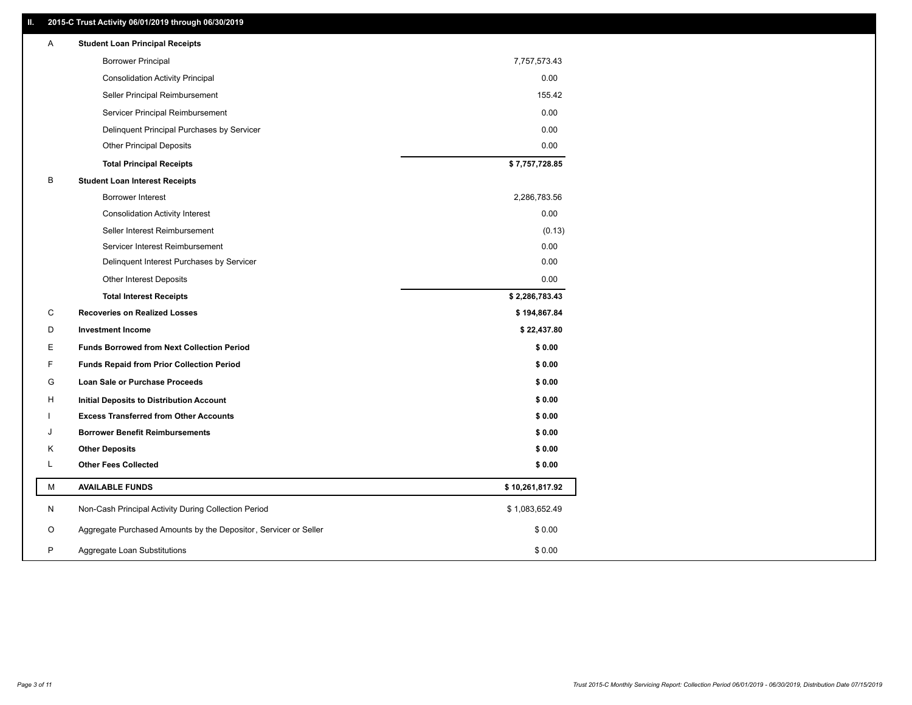## II. 2015-C Trust Activity 06/01/2019 through 06/30/2019

| | | |
|---|---|---|
| A | **Student Loan Principal Receipts** | |
| | Borrower Principal | 7,757,573.43 |
| | Consolidation Activity Principal | 0.00 |
| | Seller Principal Reimbursement | 155.42 |
| | Servicer Principal Reimbursement | 0.00 |
| | Delinquent Principal Purchases by Servicer | 0.00 |
| | Other Principal Deposits | 0.00 |
| | **Total Principal Receipts** | **$ 7,757,728.85** |
| B | **Student Loan Interest Receipts** | |
| | Borrower Interest | 2,286,783.56 |
| | Consolidation Activity Interest | 0.00 |
| | Seller Interest Reimbursement | (0.13) |
| | Servicer Interest Reimbursement | 0.00 |
| | Delinquent Interest Purchases by Servicer | 0.00 |
| | Other Interest Deposits | 0.00 |
| | **Total Interest Receipts** | **$ 2,286,783.43** |
| C | **Recoveries on Realized Losses** | **$ 194,867.84** |
| D | **Investment Income** | **$ 22,437.80** |
| E | **Funds Borrowed from Next Collection Period** | **$ 0.00** |
| F | **Funds Repaid from Prior Collection Period** | **$ 0.00** |
| G | **Loan Sale or Purchase Proceeds** | **$ 0.00** |
| H | **Initial Deposits to Distribution Account** | **$ 0.00** |
| I | **Excess Transferred from Other Accounts** | **$ 0.00** |
| J | **Borrower Benefit Reimbursements** | **$ 0.00** |
| K | **Other Deposits** | **$ 0.00** |
| L | **Other Fees Collected** | **$ 0.00** |
| M | **AVAILABLE FUNDS** | **$ 10,261,817.92** |
| N | Non-Cash Principal Activity During Collection Period | $ 1,083,652.49 |
| O | Aggregate Purchased Amounts by the Depositor, Servicer or Seller | $ 0.00 |
| P | Aggregate Loan Substitutions | $ 0.00 |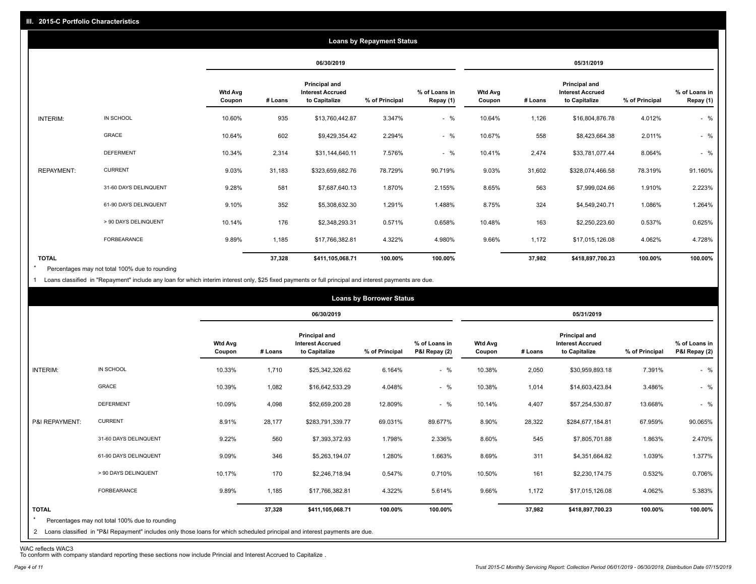## III. 2015-C Portfolio Characteristics

### Loans by Repayment Status

| | | 06/30/2019 | | | | | 05/31/2019 | | | | |
|---|---|---|---|---|---|---|---|---|---|---|---|
| | | Wtd Avg Coupon | # Loans | Principal and Interest Accrued to Capitalize | % of Principal | % of Loans in Repay (1) | Wtd Avg Coupon | # Loans | Principal and Interest Accrued to Capitalize | % of Principal | % of Loans in Repay (1) |
| INTERIM: | IN SCHOOL | 10.60% | 935 | $13,760,442.87 | 3.347% | - % | 10.64% | 1,126 | $16,804,876.78 | 4.012% | - % |
| | GRACE | 10.64% | 602 | $9,429,354.42 | 2.294% | - % | 10.67% | 558 | $8,423,664.38 | 2.011% | - % |
| | DEFERMENT | 10.34% | 2,314 | $31,144,640.11 | 7.576% | - % | 10.41% | 2,474 | $33,781,077.44 | 8.064% | - % |
| REPAYMENT: | CURRENT | 9.03% | 31,183 | $323,659,682.76 | 78.729% | 90.719% | 9.03% | 31,602 | $328,074,466.58 | 78.319% | 91.160% |
| | 31-60 DAYS DELINQUENT | 9.28% | 581 | $7,687,640.13 | 1.870% | 2.155% | 8.65% | 563 | $7,999,024.66 | 1.910% | 2.223% |
| | 61-90 DAYS DELINQUENT | 9.10% | 352 | $5,308,632.30 | 1.291% | 1.488% | 8.75% | 324 | $4,549,240.71 | 1.086% | 1.264% |
| | > 90 DAYS DELINQUENT | 10.14% | 176 | $2,348,293.31 | 0.571% | 0.658% | 10.48% | 163 | $2,250,223.60 | 0.537% | 0.625% |
| | FORBEARANCE | 9.89% | 1,185 | $17,766,382.81 | 4.322% | 4.980% | 9.66% | 1,172 | $17,015,126.08 | 4.062% | 4.728% |
| **TOTAL** | | | **37,328** | **$411,105,068.71** | **100.00%** | **100.00%** | | **37,982** | **$418,897,700.23** | **100.00%** | **100.00%** |

* Percentages may not total 100% due to rounding

1 Loans classified in "Repayment" include any loan for which interim interest only, $25 fixed payments or full principal and interest payments are due.

### Loans by Borrower Status

| | | 06/30/2019 | | | | | 05/31/2019 | | | | |
|---|---|---|---|---|---|---|---|---|---|---|---|
| | | Wtd Avg Coupon | # Loans | Principal and Interest Accrued to Capitalize | % of Principal | % of Loans in P&I Repay (2) | Wtd Avg Coupon | # Loans | Principal and Interest Accrued to Capitalize | % of Principal | % of Loans in P&I Repay (2) |
| INTERIM: | IN SCHOOL | 10.33% | 1,710 | $25,342,326.62 | 6.164% | - % | 10.38% | 2,050 | $30,959,893.18 | 7.391% | - % |
| | GRACE | 10.39% | 1,082 | $16,642,533.29 | 4.048% | - % | 10.38% | 1,014 | $14,603,423.84 | 3.486% | - % |
| | DEFERMENT | 10.09% | 4,098 | $52,659,200.28 | 12.809% | - % | 10.14% | 4,407 | $57,254,530.87 | 13.668% | - % |
| P&I REPAYMENT: | CURRENT | 8.91% | 28,177 | $283,791,339.77 | 69.031% | 89.677% | 8.90% | 28,322 | $284,677,184.81 | 67.959% | 90.065% |
| | 31-60 DAYS DELINQUENT | 9.22% | 560 | $7,393,372.93 | 1.798% | 2.336% | 8.60% | 545 | $7,805,701.88 | 1.863% | 2.470% |
| | 61-90 DAYS DELINQUENT | 9.09% | 346 | $5,263,194.07 | 1.280% | 1.663% | 8.69% | 311 | $4,351,664.82 | 1.039% | 1.377% |
| | > 90 DAYS DELINQUENT | 10.17% | 170 | $2,246,718.94 | 0.547% | 0.710% | 10.50% | 161 | $2,230,174.75 | 0.532% | 0.706% |
| | FORBEARANCE | 9.89% | 1,185 | $17,766,382.81 | 4.322% | 5.614% | 9.66% | 1,172 | $17,015,126.08 | 4.062% | 5.383% |
| **TOTAL** | | | **37,328** | **$411,105,068.71** | **100.00%** | **100.00%** | | **37,982** | **$418,897,700.23** | **100.00%** | **100.00%** |

* Percentages may not total 100% due to rounding

2 Loans classified in "P&I Repayment" includes only those loans for which scheduled principal and interest payments are due.

WAC reflects WAC3
To conform with company standard reporting these sections now include Princial and Interest Accrued to Capitalize .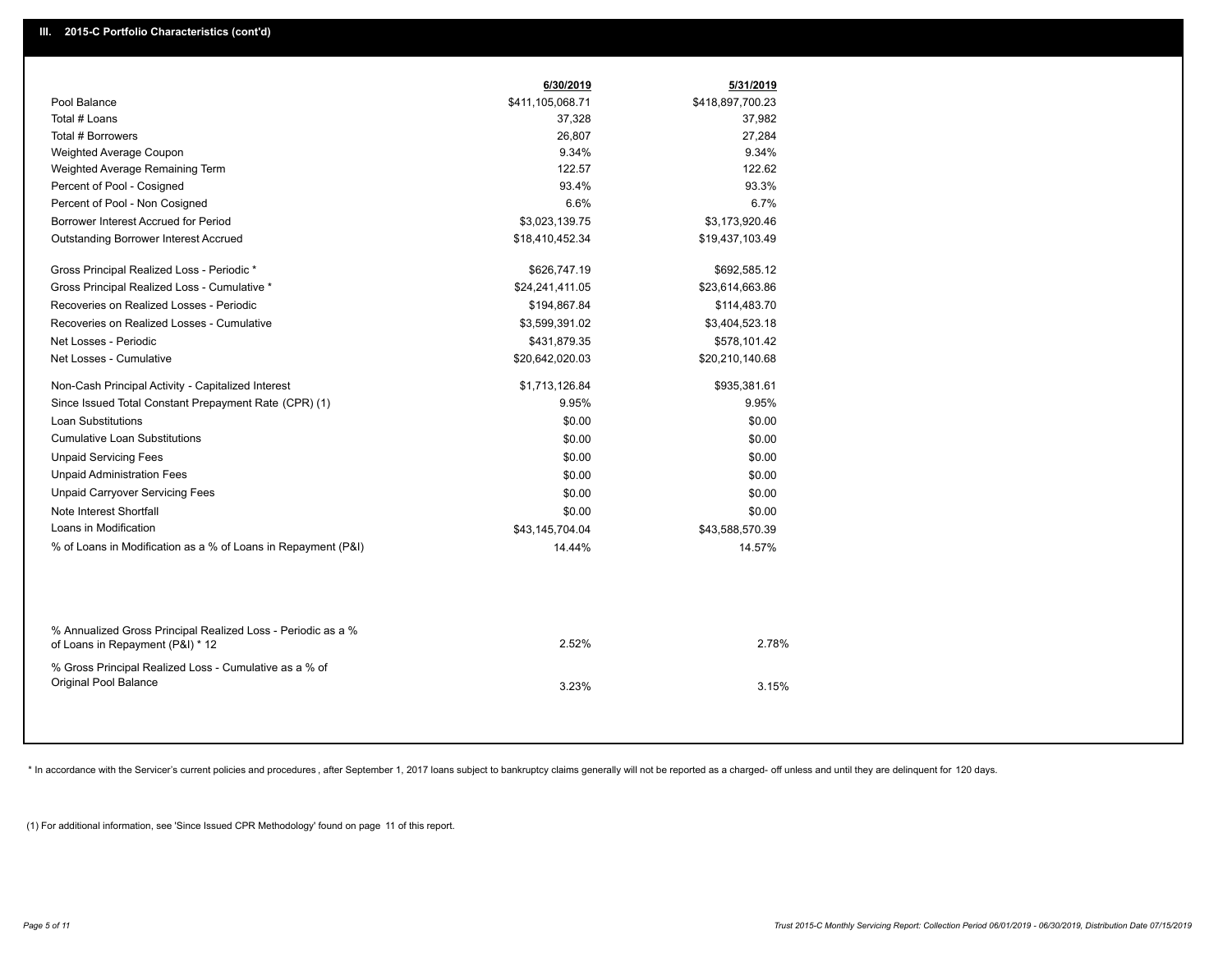## III. 2015-C Portfolio Characteristics (cont'd)

| | 6/30/2019 | 5/31/2019 |
|---|---|---|
| Pool Balance | $411,105,068.71 | $418,897,700.23 |
| Total # Loans | 37,328 | 37,982 |
| Total # Borrowers | 26,807 | 27,284 |
| Weighted Average Coupon | 9.34% | 9.34% |
| Weighted Average Remaining Term | 122.57 | 122.62 |
| Percent of Pool - Cosigned | 93.4% | 93.3% |
| Percent of Pool - Non Cosigned | 6.6% | 6.7% |
| Borrower Interest Accrued for Period | $3,023,139.75 | $3,173,920.46 |
| Outstanding Borrower Interest Accrued | $18,410,452.34 | $19,437,103.49 |
| Gross Principal Realized Loss - Periodic * | $626,747.19 | $692,585.12 |
| Gross Principal Realized Loss - Cumulative * | $24,241,411.05 | $23,614,663.86 |
| Recoveries on Realized Losses - Periodic | $194,867.84 | $114,483.70 |
| Recoveries on Realized Losses - Cumulative | $3,599,391.02 | $3,404,523.18 |
| Net Losses - Periodic | $431,879.35 | $578,101.42 |
| Net Losses - Cumulative | $20,642,020.03 | $20,210,140.68 |
| Non-Cash Principal Activity - Capitalized Interest | $1,713,126.84 | $935,381.61 |
| Since Issued Total Constant Prepayment Rate (CPR) (1) | 9.95% | 9.95% |
| Loan Substitutions | $0.00 | $0.00 |
| Cumulative Loan Substitutions | $0.00 | $0.00 |
| Unpaid Servicing Fees | $0.00 | $0.00 |
| Unpaid Administration Fees | $0.00 | $0.00 |
| Unpaid Carryover Servicing Fees | $0.00 | $0.00 |
| Note Interest Shortfall | $0.00 | $0.00 |
| Loans in Modification | $43,145,704.04 | $43,588,570.39 |
| % of Loans in Modification as a % of Loans in Repayment (P&I) | 14.44% | 14.57% |
| % Annualized Gross Principal Realized Loss - Periodic as a % of Loans in Repayment (P&I) * 12 | 2.52% | 2.78% |
| % Gross Principal Realized Loss - Cumulative as a % of Original Pool Balance | 3.23% | 3.15% |

* In accordance with the Servicer's current policies and procedures , after September 1, 2017 loans subject to bankruptcy claims generally will not be reported as a charged- off unless and until they are delinquent for 120 days.

(1) For additional information, see 'Since Issued CPR Methodology' found on page 11 of this report.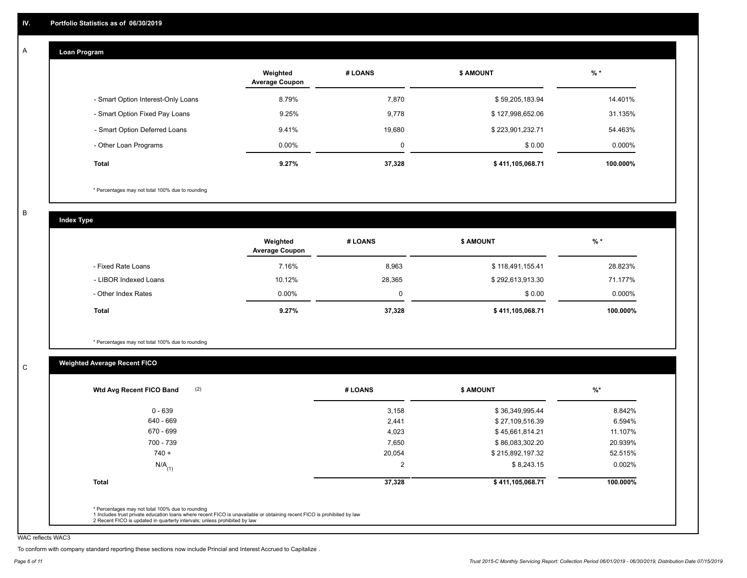## IV. Portfolio Statistics as of 06/30/2019

### A Loan Program

| | Weighted Average Coupon | # LOANS | $ AMOUNT | % * |
|---|---|---|---|---|
| - Smart Option Interest-Only Loans | 8.79% | 7,870 | $ 59,205,183.94 | 14.401% |
| - Smart Option Fixed Pay Loans | 9.25% | 9,778 | $ 127,998,652.06 | 31.135% |
| - Smart Option Deferred Loans | 9.41% | 19,680 | $ 223,901,232.71 | 54.463% |
| - Other Loan Programs | 0.00% | 0 | $ 0.00 | 0.000% |
| **Total** | **9.27%** | **37,328** | **$ 411,105,068.71** | **100.000%** |

* Percentages may not total 100% due to rounding

### B Index Type

| | Weighted Average Coupon | # LOANS | $ AMOUNT | % * |
|---|---|---|---|---|
| - Fixed Rate Loans | 7.16% | 8,963 | $ 118,491,155.41 | 28.823% |
| - LIBOR Indexed Loans | 10.12% | 28,365 | $ 292,613,913.30 | 71.177% |
| - Other Index Rates | 0.00% | 0 | $ 0.00 | 0.000% |
| **Total** | **9.27%** | **37,328** | **$ 411,105,068.71** | **100.000%** |

* Percentages may not total 100% due to rounding

### C Weighted Average Recent FICO

| Wtd Avg Recent FICO Band (2) | # LOANS | $ AMOUNT | %* |
|---|---|---|---|
| 0 - 639 | 3,158 | $ 36,349,995.44 | 8.842% |
| 640 - 669 | 2,441 | $ 27,109,516.39 | 6.594% |
| 670 - 699 | 4,023 | $ 45,661,814.21 | 11.107% |
| 700 - 739 | 7,650 | $ 86,083,302.20 | 20.939% |
| 740 + | 20,054 | $ 215,892,197.32 | 52.515% |
| N/A (1) | 2 | $ 8,243.15 | 0.002% |
| **Total** | **37,328** | **$ 411,105,068.71** | **100.000%** |

* Percentages may not total 100% due to rounding
1 Includes trust private education loans where recent FICO is unavailable or obtaining recent FICO is prohibited by law
2 Recent FICO is updated in quarterly intervals; unless prohibited by law

WAC reflects WAC3

To conform with company standard reporting these sections now include Princial and Interest Accrued to Capitalize .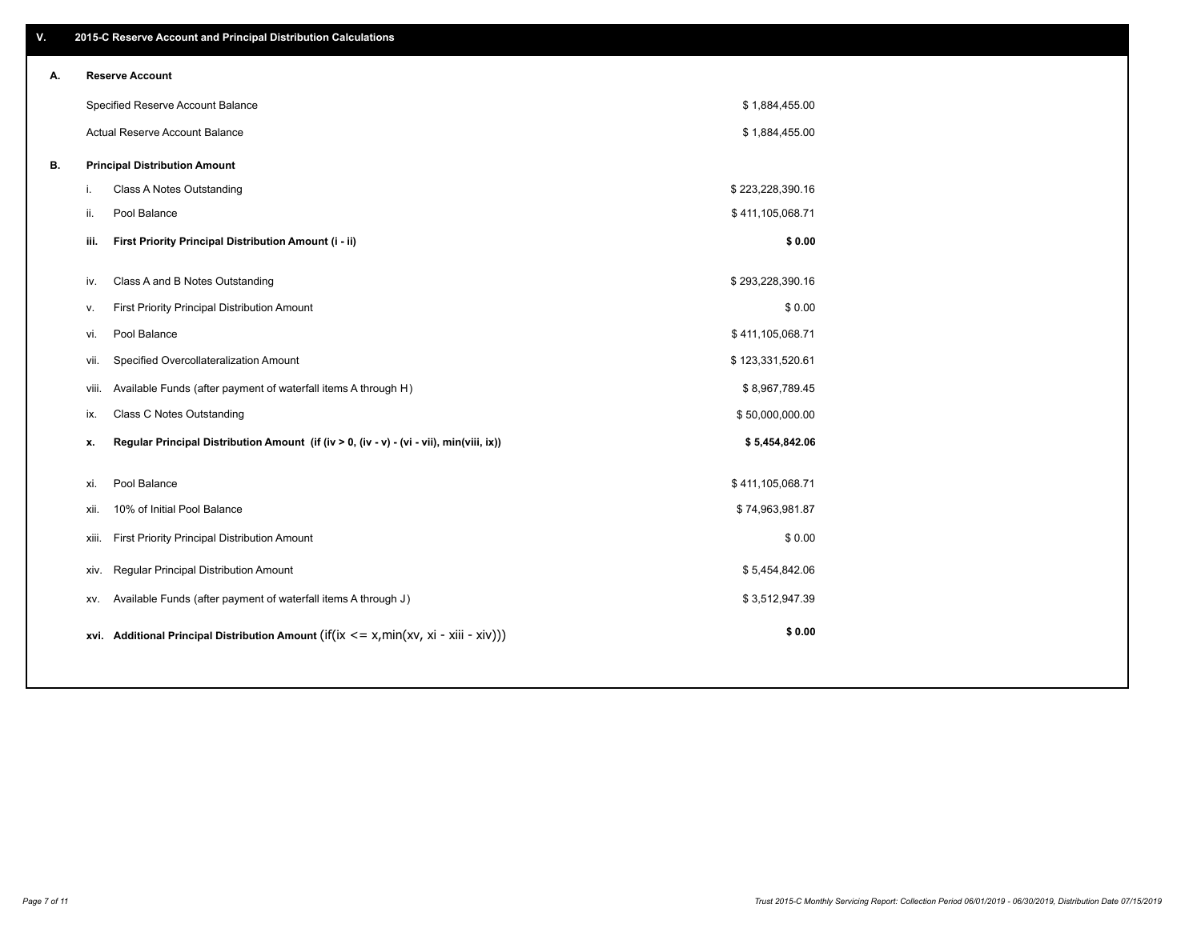## V. 2015-C Reserve Account and Principal Distribution Calculations

### A. Reserve Account

| | |
|---|---|
| Specified Reserve Account Balance | $ 1,884,455.00 |
| Actual Reserve Account Balance | $ 1,884,455.00 |

### B. Principal Distribution Amount

| | | |
|---|---|---|
| i. | Class A Notes Outstanding | $ 223,228,390.16 |
| ii. | Pool Balance | $ 411,105,068.71 |
| **iii.** | **First Priority Principal Distribution Amount (i - ii)** | **$ 0.00** |
| iv. | Class A and B Notes Outstanding | $ 293,228,390.16 |
| v. | First Priority Principal Distribution Amount | $ 0.00 |
| vi. | Pool Balance | $ 411,105,068.71 |
| vii. | Specified Overcollateralization Amount | $ 123,331,520.61 |
| viii. | Available Funds (after payment of waterfall items A through H) | $ 8,967,789.45 |
| ix. | Class C Notes Outstanding | $ 50,000,000.00 |
| **x.** | **Regular Principal Distribution Amount (if (iv > 0, (iv - v) - (vi - vii), min(viii, ix))** | **$ 5,454,842.06** |
| xi. | Pool Balance | $ 411,105,068.71 |
| xii. | 10% of Initial Pool Balance | $ 74,963,981.87 |
| xiii. | First Priority Principal Distribution Amount | $ 0.00 |
| xiv. | Regular Principal Distribution Amount | $ 5,454,842.06 |
| xv. | Available Funds (after payment of waterfall items A through J) | $ 3,512,947.39 |
| **xvi.** | **Additional Principal Distribution Amount** (if(ix <= x,min(xv, xi - xiii - xiv))) | **$ 0.00** |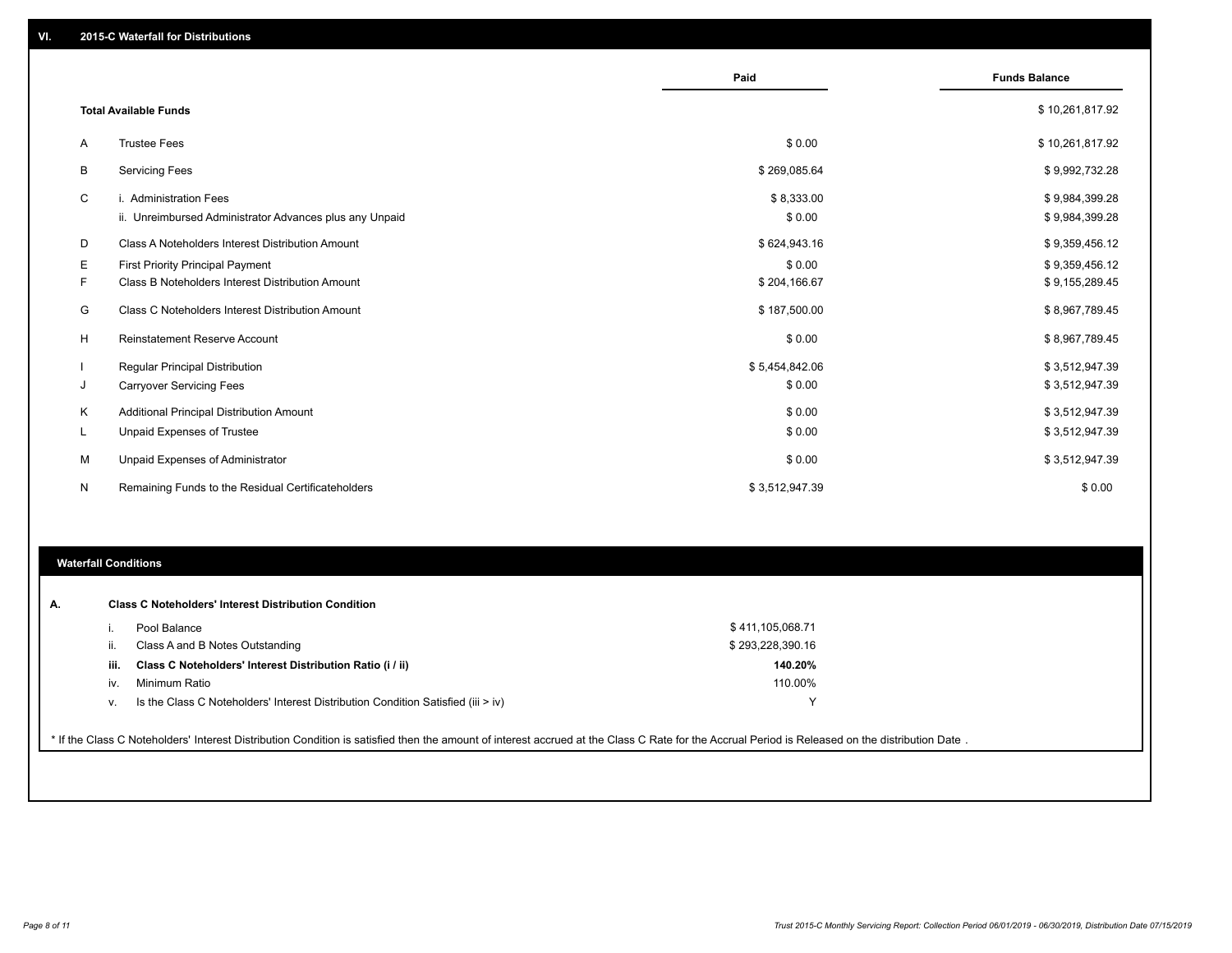## VI. 2015-C Waterfall for Distributions

| | | Paid | Funds Balance |
|---|---|---|---|
| | **Total Available Funds** | | $ 10,261,817.92 |
| A | Trustee Fees | $ 0.00 | $ 10,261,817.92 |
| B | Servicing Fees | $ 269,085.64 | $ 9,992,732.28 |
| C | i. Administration Fees | $ 8,333.00 | $ 9,984,399.28 |
| | ii. Unreimbursed Administrator Advances plus any Unpaid | $ 0.00 | $ 9,984,399.28 |
| D | Class A Noteholders Interest Distribution Amount | $ 624,943.16 | $ 9,359,456.12 |
| E | First Priority Principal Payment | $ 0.00 | $ 9,359,456.12 |
| F | Class B Noteholders Interest Distribution Amount | $ 204,166.67 | $ 9,155,289.45 |
| G | Class C Noteholders Interest Distribution Amount | $ 187,500.00 | $ 8,967,789.45 |
| H | Reinstatement Reserve Account | $ 0.00 | $ 8,967,789.45 |
| I | Regular Principal Distribution | $ 5,454,842.06 | $ 3,512,947.39 |
| J | Carryover Servicing Fees | $ 0.00 | $ 3,512,947.39 |
| K | Additional Principal Distribution Amount | $ 0.00 | $ 3,512,947.39 |
| L | Unpaid Expenses of Trustee | $ 0.00 | $ 3,512,947.39 |
| M | Unpaid Expenses of Administrator | $ 0.00 | $ 3,512,947.39 |
| N | Remaining Funds to the Residual Certificateholders | $ 3,512,947.39 | $ 0.00 |

### Waterfall Conditions

**A. Class C Noteholders' Interest Distribution Condition**

| | | |
|---|---|---|
| i. | Pool Balance | $ 411,105,068.71 |
| ii. | Class A and B Notes Outstanding | $ 293,228,390.16 |
| **iii.** | **Class C Noteholders' Interest Distribution Ratio (i / ii)** | **140.20%** |
| iv. | Minimum Ratio | 110.00% |
| v. | Is the Class C Noteholders' Interest Distribution Condition Satisfied (iii > iv) | Y |

* If the Class C Noteholders' Interest Distribution Condition is satisfied then the amount of interest accrued at the Class C Rate for the Accrual Period is Released on the distribution Date .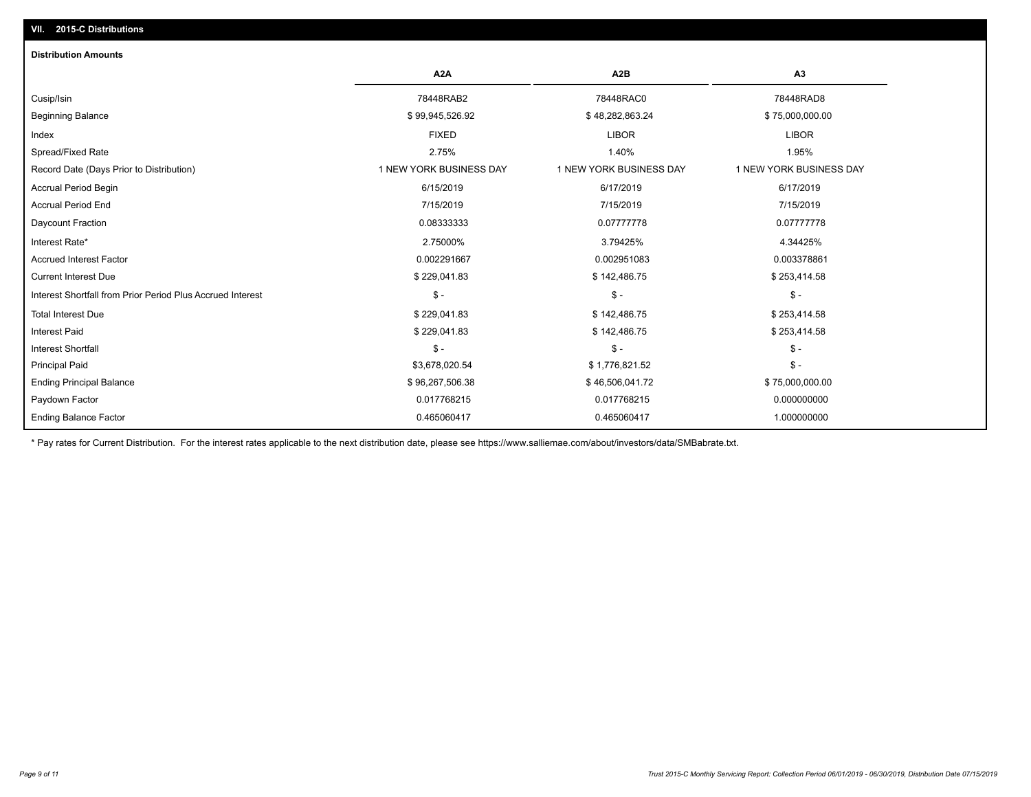## VII. 2015-C Distributions

### Distribution Amounts

| | A2A | A2B | A3 |
|---|---|---|---|
| Cusip/Isin | 78448RAB2 | 78448RAC0 | 78448RAD8 |
| Beginning Balance | $ 99,945,526.92 | $ 48,282,863.24 | $ 75,000,000.00 |
| Index | FIXED | LIBOR | LIBOR |
| Spread/Fixed Rate | 2.75% | 1.40% | 1.95% |
| Record Date (Days Prior to Distribution) | 1 NEW YORK BUSINESS DAY | 1 NEW YORK BUSINESS DAY | 1 NEW YORK BUSINESS DAY |
| Accrual Period Begin | 6/15/2019 | 6/17/2019 | 6/17/2019 |
| Accrual Period End | 7/15/2019 | 7/15/2019 | 7/15/2019 |
| Daycount Fraction | 0.08333333 | 0.07777778 | 0.07777778 |
| Interest Rate* | 2.75000% | 3.79425% | 4.34425% |
| Accrued Interest Factor | 0.002291667 | 0.002951083 | 0.003378861 |
| Current Interest Due | $ 229,041.83 | $ 142,486.75 | $ 253,414.58 |
| Interest Shortfall from Prior Period Plus Accrued Interest | $ - | $ - | $ - |
| Total Interest Due | $ 229,041.83 | $ 142,486.75 | $ 253,414.58 |
| Interest Paid | $ 229,041.83 | $ 142,486.75 | $ 253,414.58 |
| Interest Shortfall | $ - | $ - | $ - |
| Principal Paid | $3,678,020.54 | $ 1,776,821.52 | $ - |
| Ending Principal Balance | $ 96,267,506.38 | $ 46,506,041.72 | $ 75,000,000.00 |
| Paydown Factor | 0.017768215 | 0.017768215 | 0.000000000 |
| Ending Balance Factor | 0.465060417 | 0.465060417 | 1.000000000 |

* Pay rates for Current Distribution. For the interest rates applicable to the next distribution date, please see https://www.salliemae.com/about/investors/data/SMBabrate.txt.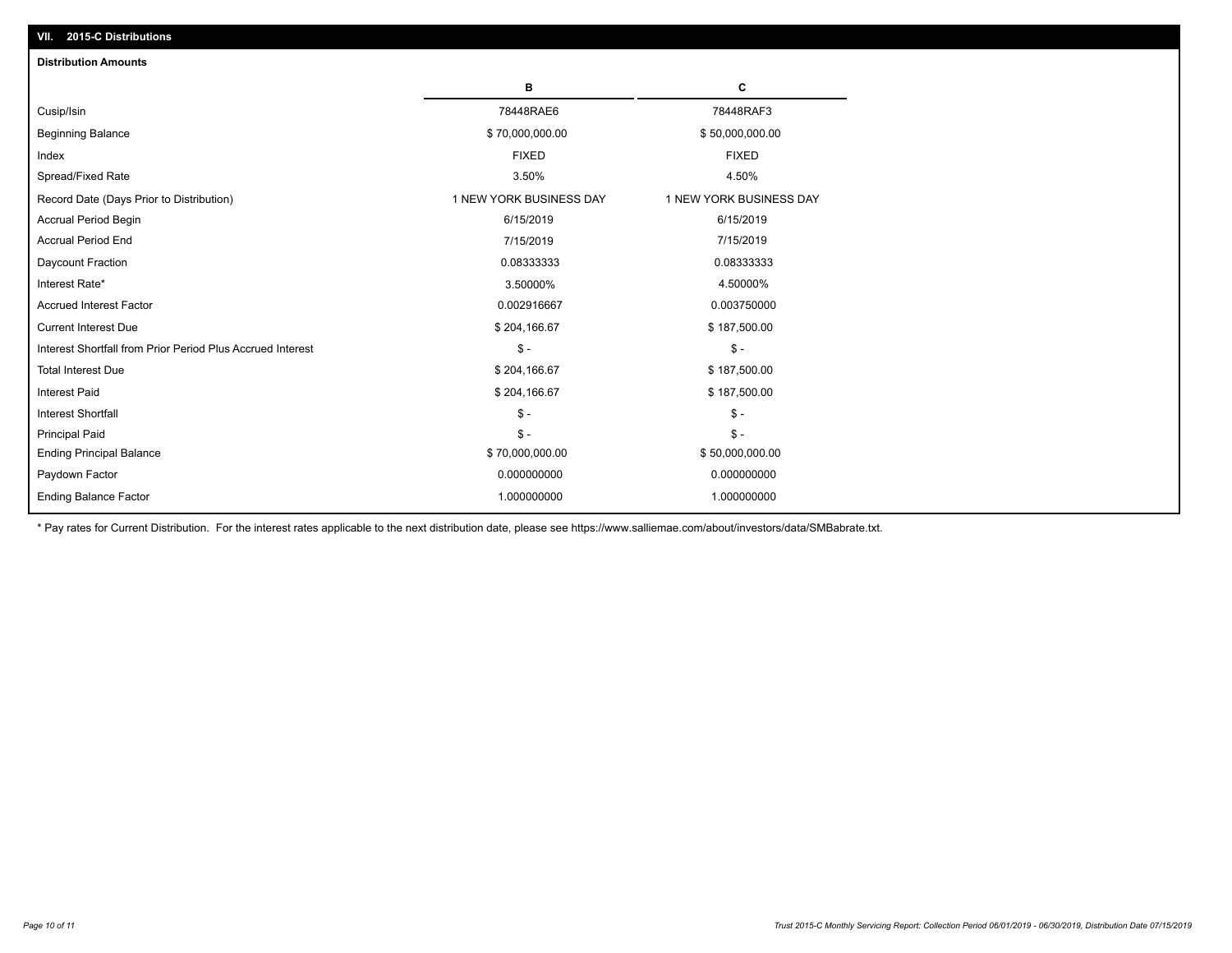## VII. 2015-C Distributions

### Distribution Amounts

| | B | C |
|---|---|---|
| Cusip/Isin | 78448RAE6 | 78448RAF3 |
| Beginning Balance | $ 70,000,000.00 | $ 50,000,000.00 |
| Index | FIXED | FIXED |
| Spread/Fixed Rate | 3.50% | 4.50% |
| Record Date (Days Prior to Distribution) | 1 NEW YORK BUSINESS DAY | 1 NEW YORK BUSINESS DAY |
| Accrual Period Begin | 6/15/2019 | 6/15/2019 |
| Accrual Period End | 7/15/2019 | 7/15/2019 |
| Daycount Fraction | 0.08333333 | 0.08333333 |
| Interest Rate* | 3.50000% | 4.50000% |
| Accrued Interest Factor | 0.002916667 | 0.003750000 |
| Current Interest Due | $ 204,166.67 | $ 187,500.00 |
| Interest Shortfall from Prior Period Plus Accrued Interest | $ - | $ - |
| Total Interest Due | $ 204,166.67 | $ 187,500.00 |
| Interest Paid | $ 204,166.67 | $ 187,500.00 |
| Interest Shortfall | $ - | $ - |
| Principal Paid | $ - | $ - |
| Ending Principal Balance | $ 70,000,000.00 | $ 50,000,000.00 |
| Paydown Factor | 0.000000000 | 0.000000000 |
| Ending Balance Factor | 1.000000000 | 1.000000000 |

* Pay rates for Current Distribution. For the interest rates applicable to the next distribution date, please see https://www.salliemae.com/about/investors/data/SMBabrate.txt.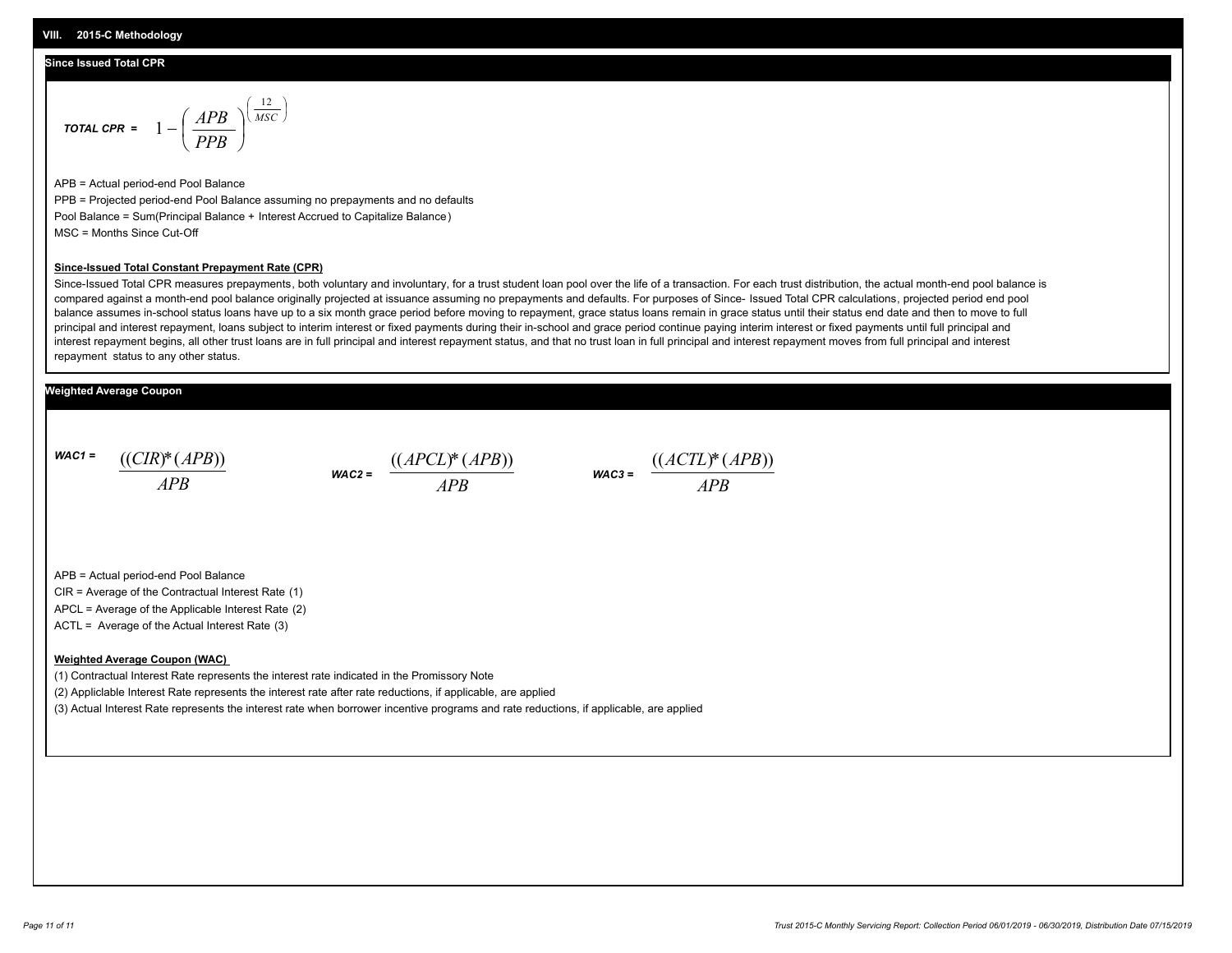## VIII. 2015-C Methodology

### Since Issued Total CPR

**TOTAL CPR =** $$1 - \left(\frac{APB}{PPB}\right)^{\left(\frac{12}{MSC}\right)}$$

APB = Actual period-end Pool Balance

PPB = Projected period-end Pool Balance assuming no prepayments and no defaults

Pool Balance = Sum(Principal Balance + Interest Accrued to Capitalize Balance)

MSC = Months Since Cut-Off

**Since-Issued Total Constant Prepayment Rate (CPR)**

Since-Issued Total CPR measures prepayments, both voluntary and involuntary, for a trust student loan pool over the life of a transaction. For each trust distribution, the actual month-end pool balance is compared against a month-end pool balance originally projected at issuance assuming no prepayments and defaults. For purposes of Since- Issued Total CPR calculations, projected period end pool balance assumes in-school status loans have up to a six month grace period before moving to repayment, grace status loans remain in grace status until their status end date and then to move to full principal and interest repayment, loans subject to interim interest or fixed payments during their in-school and grace period continue paying interim interest or fixed payments until full principal and interest repayment begins, all other trust loans are in full principal and interest repayment status, and that no trust loan in full principal and interest repayment moves from full principal and interest repayment status to any other status.

### Weighted Average Coupon

**WAC1 =** $$\frac{((CIR)^{*}(APB))}{APB}$$

**WAC2 =** $$\frac{((APCL)^{*}(APB))}{APB}$$

**WAC3 =** $$\frac{((ACTL)^{*}(APB))}{APB}$$

APB = Actual period-end Pool Balance

CIR = Average of the Contractual Interest Rate (1)

APCL = Average of the Applicable Interest Rate (2)

ACTL = Average of the Actual Interest Rate (3)

**Weighted Average Coupon (WAC)**

(1) Contractual Interest Rate represents the interest rate indicated in the Promissory Note

(2) Appliclable Interest Rate represents the interest rate after rate reductions, if applicable, are applied

(3) Actual Interest Rate represents the interest rate when borrower incentive programs and rate reductions, if applicable, are applied